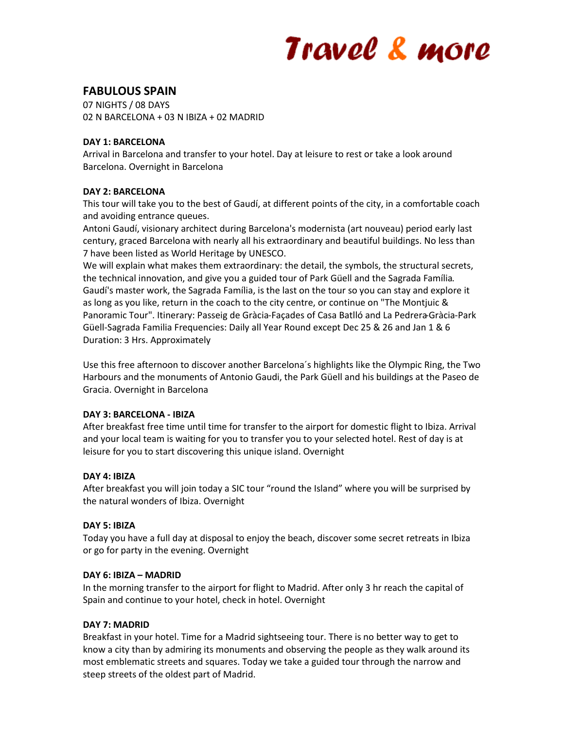Travel & more

# FABULOUS SPAIN

07 NIGHTS / 08 DAYS
02 N BARCELONA + 03 N IBIZA + 02 MADRID

**DAY 1: BARCELONA**
Arrival in Barcelona and transfer to your hotel. Day at leisure to rest or take a look around Barcelona. Overnight in Barcelona

**DAY 2: BARCELONA**
This tour will take you to the best of Gaudí, at different points of the city, in a comfortable coach and avoiding entrance queues.
Antoni Gaudí, visionary architect during Barcelona's modernista (art nouveau) period early last century, graced Barcelona with nearly all his extraordinary and beautiful buildings. No less than 7 have been listed as World Heritage by UNESCO.
We will explain what makes them extraordinary: the detail, the symbols, the structural secrets, the technical innovation, and give you a guided tour of Park Güell and the Sagrada Família.
Gaudí's master work, the Sagrada Família, is the last on the tour so you can stay and explore it as long as you like, return in the coach to the city centre, or continue on "The Montjuic & Panoramic Tour". Itinerary: Passeig de Gràcia-Façades of Casa Batlló and La Pedrera-Gràcia-Park Güell-Sagrada Familia Frequencies: Daily all Year Round except Dec 25 & 26 and Jan 1 & 6 Duration: 3 Hrs. Approximately

Use this free afternoon to discover another Barcelona´s highlights like the Olympic Ring, the Two Harbours and the monuments of Antonio Gaudi, the Park Güell and his buildings at the Paseo de Gracia. Overnight in Barcelona

**DAY 3: BARCELONA - IBIZA**
After breakfast free time until time for transfer to the airport for domestic flight to Ibiza. Arrival and your local team is waiting for you to transfer you to your selected hotel. Rest of day is at leisure for you to start discovering this unique island. Overnight

**DAY 4: IBIZA**
After breakfast you will join today a SIC tour "round the Island" where you will be surprised by the natural wonders of Ibiza. Overnight

**DAY 5: IBIZA**
Today you have a full day at disposal to enjoy the beach, discover some secret retreats in Ibiza or go for party in the evening. Overnight

**DAY 6: IBIZA – MADRID**
In the morning transfer to the airport for flight to Madrid. After only 3 hr reach the capital of Spain and continue to your hotel, check in hotel. Overnight

**DAY 7: MADRID**
Breakfast in your hotel. Time for a Madrid sightseeing tour. There is no better way to get to know a city than by admiring its monuments and observing the people as they walk around its most emblematic streets and squares. Today we take a guided tour through the narrow and steep streets of the oldest part of Madrid.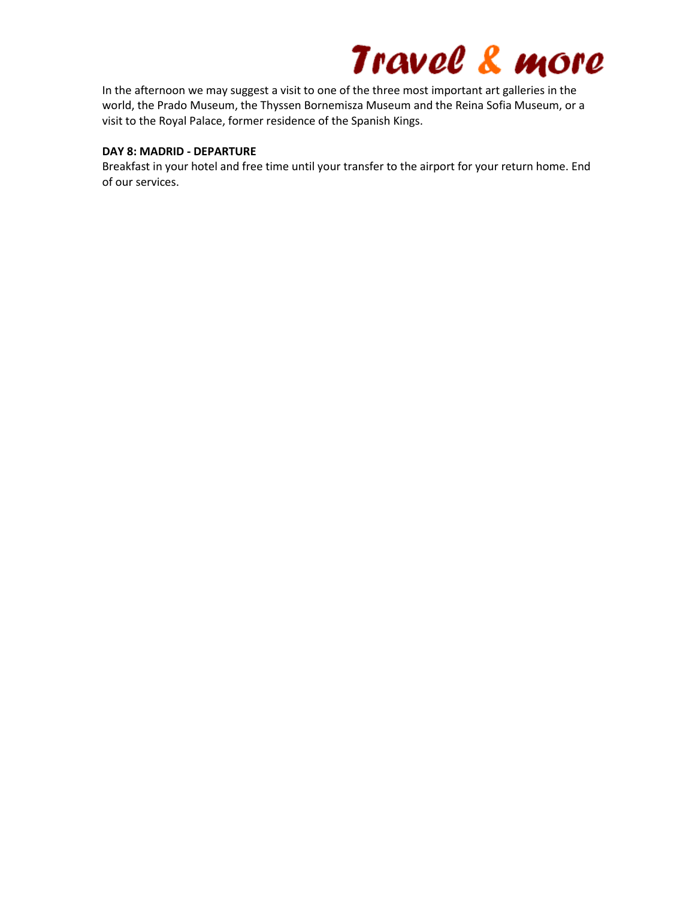In the afternoon we may suggest a visit to one of the three most important art galleries in the world, the Prado Museum, the Thyssen Bornemisza Museum and the Reina Sofia Museum, or a visit to the Royal Palace, former residence of the Spanish Kings.

**DAY 8: MADRID - DEPARTURE**

Breakfast in your hotel and free time until your transfer to the airport for your return home. End of our services.